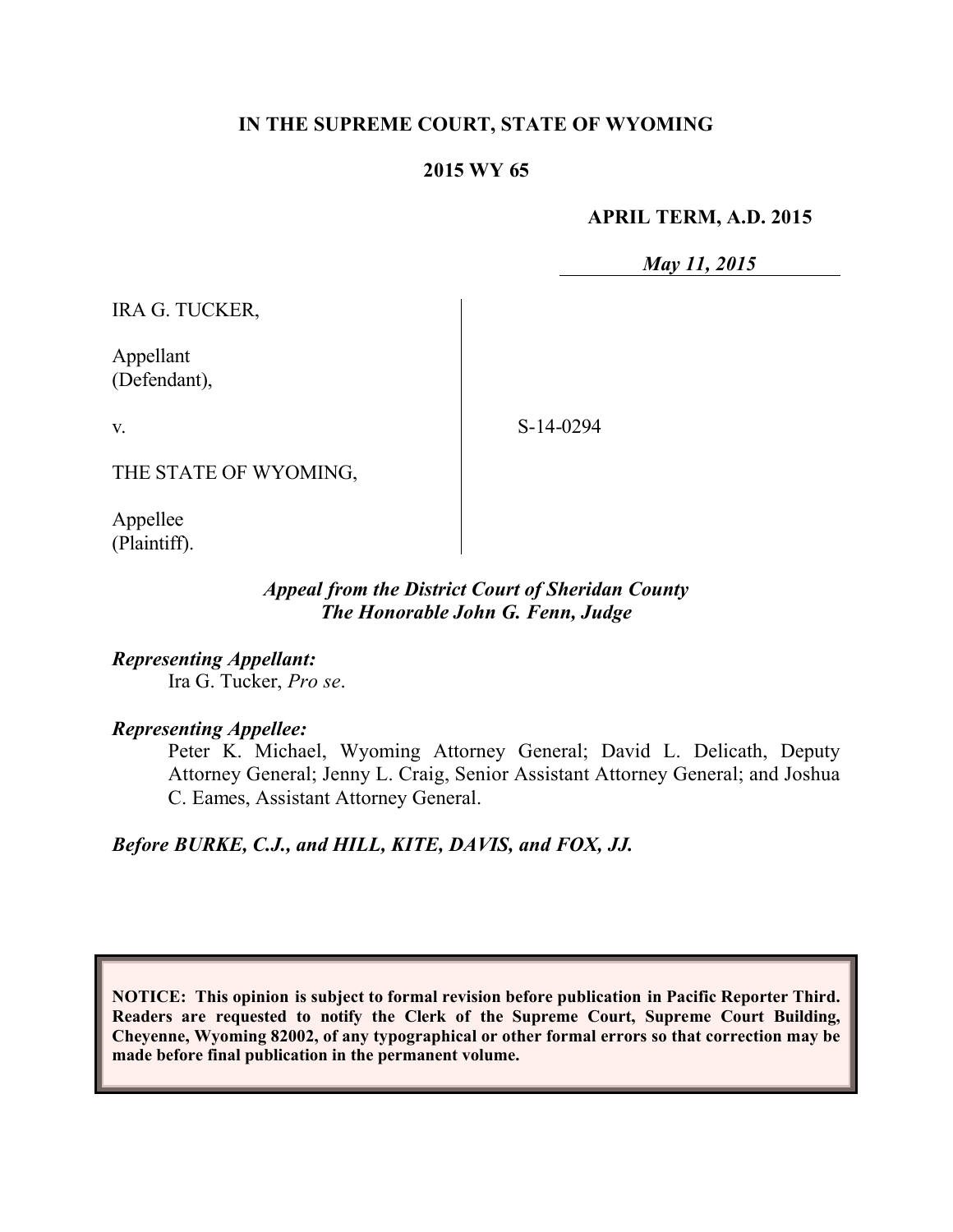**IN THE SUPREME COURT, STATE OF WYOMING**

**2015 WY 65**

**APRIL TERM, A.D. 2015**

*May 11, 2015*

| | |
|---|---|
| IRA G. TUCKER,<br><br>Appellant<br>(Defendant),<br><br>v.<br><br>THE STATE OF WYOMING,<br><br>Appellee<br>(Plaintiff). | S-14-0294 |

***Appeal from the District Court of Sheridan County***
***The Honorable John G. Fenn, Judge***

***Representing Appellant:***
Ira G. Tucker, *Pro se*.

***Representing Appellee:***
Peter K. Michael, Wyoming Attorney General; David L. Delicath, Deputy Attorney General; Jenny L. Craig, Senior Assistant Attorney General; and Joshua C. Eames, Assistant Attorney General.

***Before BURKE, C.J., and HILL, KITE, DAVIS, and FOX, JJ.***

**NOTICE: This opinion is subject to formal revision before publication in Pacific Reporter Third. Readers are requested to notify the Clerk of the Supreme Court, Supreme Court Building, Cheyenne, Wyoming 82002, of any typographical or other formal errors so that correction may be made before final publication in the permanent volume.**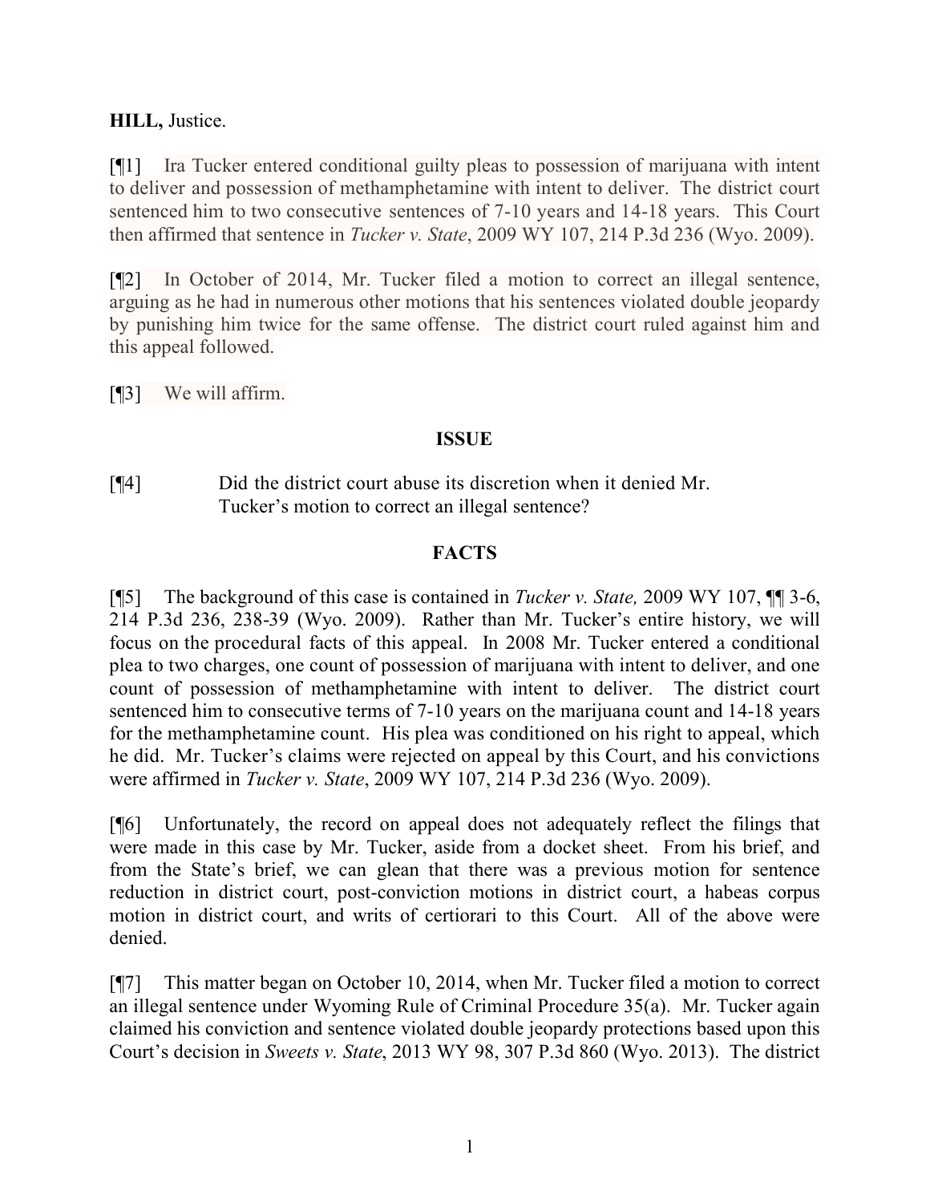**HILL,** Justice.

[¶1] Ira Tucker entered conditional guilty pleas to possession of marijuana with intent to deliver and possession of methamphetamine with intent to deliver. The district court sentenced him to two consecutive sentences of 7-10 years and 14-18 years. This Court then affirmed that sentence in *Tucker v. State*, 2009 WY 107, 214 P.3d 236 (Wyo. 2009).

[¶2] In October of 2014, Mr. Tucker filed a motion to correct an illegal sentence, arguing as he had in numerous other motions that his sentences violated double jeopardy by punishing him twice for the same offense. The district court ruled against him and this appeal followed.

[¶3] We will affirm.

## ISSUE

[¶4] Did the district court abuse its discretion when it denied Mr. Tucker's motion to correct an illegal sentence?

## FACTS

[¶5] The background of this case is contained in *Tucker v. State,* 2009 WY 107, ¶¶ 3-6, 214 P.3d 236, 238-39 (Wyo. 2009). Rather than Mr. Tucker's entire history, we will focus on the procedural facts of this appeal. In 2008 Mr. Tucker entered a conditional plea to two charges, one count of possession of marijuana with intent to deliver, and one count of possession of methamphetamine with intent to deliver. The district court sentenced him to consecutive terms of 7-10 years on the marijuana count and 14-18 years for the methamphetamine count. His plea was conditioned on his right to appeal, which he did. Mr. Tucker's claims were rejected on appeal by this Court, and his convictions were affirmed in *Tucker v. State*, 2009 WY 107, 214 P.3d 236 (Wyo. 2009).

[¶6] Unfortunately, the record on appeal does not adequately reflect the filings that were made in this case by Mr. Tucker, aside from a docket sheet. From his brief, and from the State's brief, we can glean that there was a previous motion for sentence reduction in district court, post-conviction motions in district court, a habeas corpus motion in district court, and writs of certiorari to this Court. All of the above were denied.

[¶7] This matter began on October 10, 2014, when Mr. Tucker filed a motion to correct an illegal sentence under Wyoming Rule of Criminal Procedure 35(a). Mr. Tucker again claimed his conviction and sentence violated double jeopardy protections based upon this Court's decision in *Sweets v. State*, 2013 WY 98, 307 P.3d 860 (Wyo. 2013). The district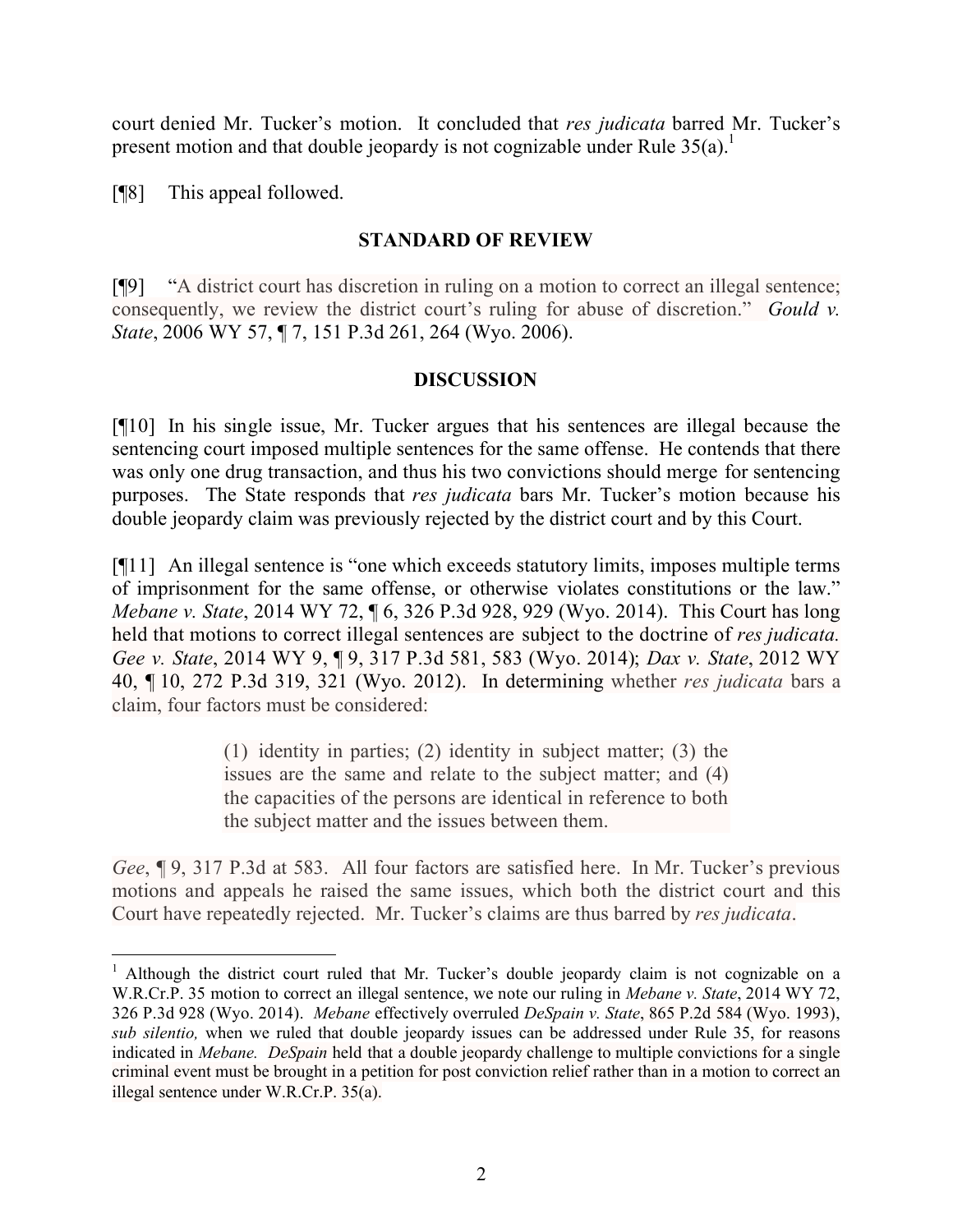court denied Mr. Tucker's motion. It concluded that *res judicata* barred Mr. Tucker's present motion and that double jeopardy is not cognizable under Rule 35(a).[1]

[¶8] This appeal followed.

## STANDARD OF REVIEW

[¶9] "A district court has discretion in ruling on a motion to correct an illegal sentence; consequently, we review the district court's ruling for abuse of discretion." *Gould v. State*, 2006 WY 57, ¶ 7, 151 P.3d 261, 264 (Wyo. 2006).

## DISCUSSION

[¶10] In his single issue, Mr. Tucker argues that his sentences are illegal because the sentencing court imposed multiple sentences for the same offense. He contends that there was only one drug transaction, and thus his two convictions should merge for sentencing purposes. The State responds that *res judicata* bars Mr. Tucker's motion because his double jeopardy claim was previously rejected by the district court and by this Court.

[¶11] An illegal sentence is "one which exceeds statutory limits, imposes multiple terms of imprisonment for the same offense, or otherwise violates constitutions or the law." *Mebane v. State*, 2014 WY 72, ¶ 6, 326 P.3d 928, 929 (Wyo. 2014). This Court has long held that motions to correct illegal sentences are subject to the doctrine of *res judicata. Gee v. State*, 2014 WY 9, ¶ 9, 317 P.3d 581, 583 (Wyo. 2014); *Dax v. State*, 2012 WY 40, ¶ 10, 272 P.3d 319, 321 (Wyo. 2012). In determining whether *res judicata* bars a claim, four factors must be considered:

> (1) identity in parties; (2) identity in subject matter; (3) the issues are the same and relate to the subject matter; and (4) the capacities of the persons are identical in reference to both the subject matter and the issues between them.

*Gee*, ¶ 9, 317 P.3d at 583. All four factors are satisfied here. In Mr. Tucker's previous motions and appeals he raised the same issues, which both the district court and this Court have repeatedly rejected. Mr. Tucker's claims are thus barred by *res judicata*.

---

[1] Although the district court ruled that Mr. Tucker's double jeopardy claim is not cognizable on a W.R.Cr.P. 35 motion to correct an illegal sentence, we note our ruling in *Mebane v. State*, 2014 WY 72, 326 P.3d 928 (Wyo. 2014). *Mebane* effectively overruled *DeSpain v. State*, 865 P.2d 584 (Wyo. 1993), *sub silentio,* when we ruled that double jeopardy issues can be addressed under Rule 35, for reasons indicated in *Mebane. DeSpain* held that a double jeopardy challenge to multiple convictions for a single criminal event must be brought in a petition for post conviction relief rather than in a motion to correct an illegal sentence under W.R.Cr.P. 35(a).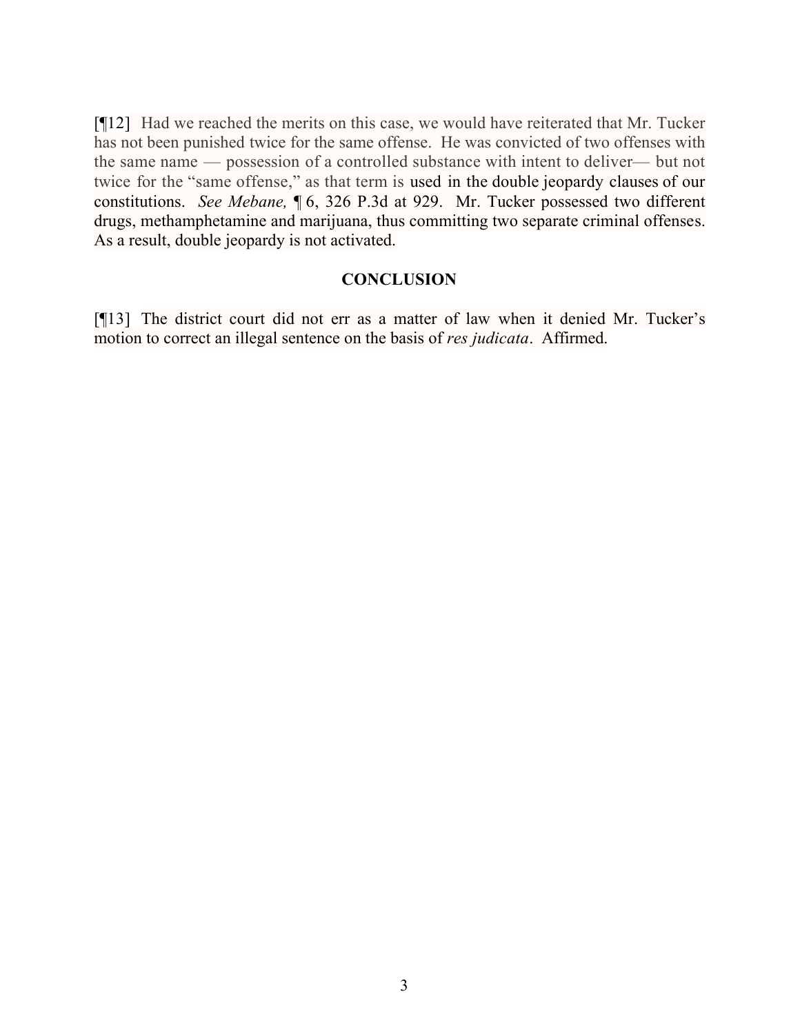[¶12] Had we reached the merits on this case, we would have reiterated that Mr. Tucker has not been punished twice for the same offense. He was convicted of two offenses with the same name — possession of a controlled substance with intent to deliver— but not twice for the "same offense," as that term is used in the double jeopardy clauses of our constitutions. *See Mebane,* ¶ 6, 326 P.3d at 929. Mr. Tucker possessed two different drugs, methamphetamine and marijuana, thus committing two separate criminal offenses. As a result, double jeopardy is not activated.

## CONCLUSION

[¶13] The district court did not err as a matter of law when it denied Mr. Tucker's motion to correct an illegal sentence on the basis of *res judicata*. Affirmed.